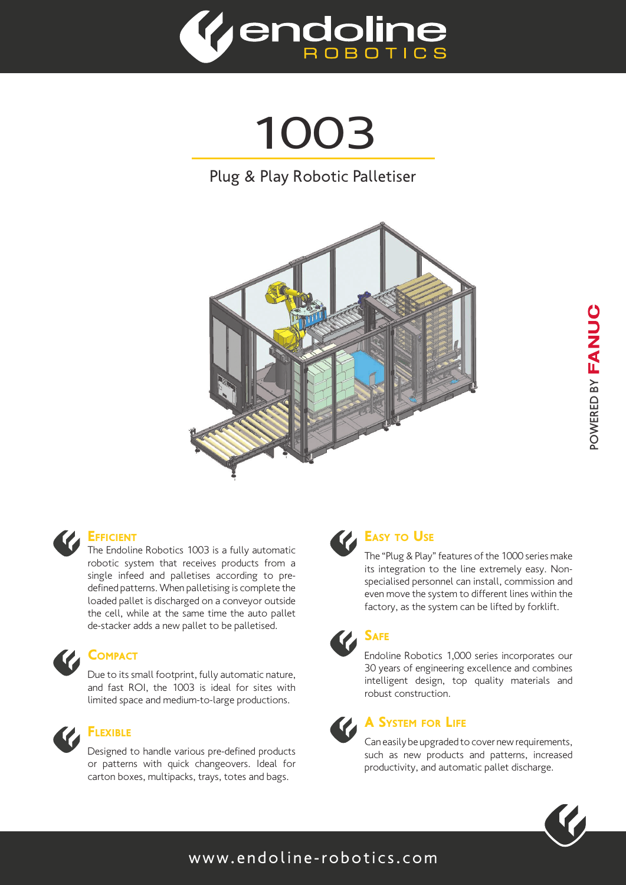# 1003

## Plug & Play Robotic Palletiser

POWERED BY FANUC

### Efficient

The Endoline Robotics 1003 is a fully automatic robotic system that receives products from a single infeed and palletises according to pre-defined patterns. When palletising is complete the loaded pallet is discharged on a conveyor outside the cell, while at the same time the auto pallet de-stacker adds a new pallet to be palletised.

### Compact

Due to its small footprint, fully automatic nature, and fast ROI, the 1003 is ideal for sites with limited space and medium-to-large productions.

### Flexible

Designed to handle various pre-defined products or patterns with quick changeovers. Ideal for carton boxes, multipacks, trays, totes and bags.

### Easy to Use

The "Plug & Play" features of the 1000 series make its integration to the line extremely easy. Non-specialised personnel can install, commission and even move the system to different lines within the factory, as the system can be lifted by forklift.

### Safe

Endoline Robotics 1,000 series incorporates our 30 years of engineering excellence and combines intelligent design, top quality materials and robust construction.

### A System for Life

Can easily be upgraded to cover new requirements, such as new products and patterns, increased productivity, and automatic pallet discharge.

www.endoline-robotics.com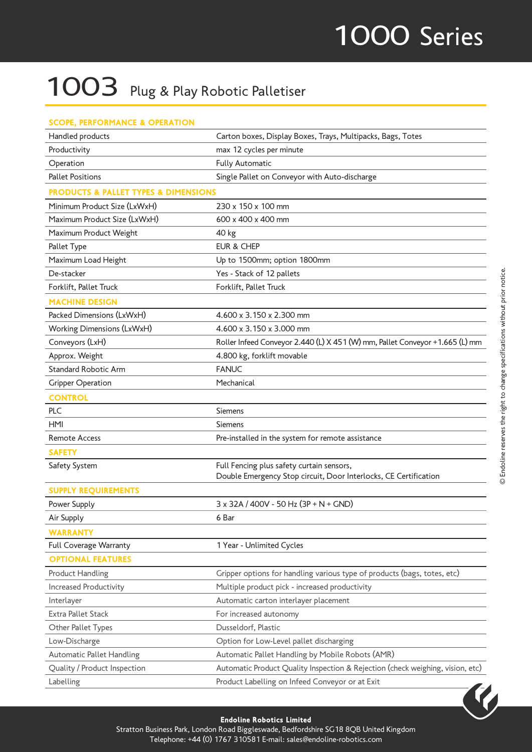# 1000 Series

## 1003 Plug & Play Robotic Palletiser

| | |
|---|---|
| **SCOPE, PERFORMANCE & OPERATION** | |
| Handled products | Carton boxes, Display Boxes, Trays, Multipacks, Bags, Totes |
| Productivity | max 12 cycles per minute |
| Operation | Fully Automatic |
| Pallet Positions | Single Pallet on Conveyor with Auto-discharge |
| **PRODUCTS & PALLET TYPES & DIMENSIONS** | |
| Minimum Product Size (LxWxH) | 230 x 150 x 100 mm |
| Maximum Product Size (LxWxH) | 600 x 400 x 400 mm |
| Maximum Product Weight | 40 kg |
| Pallet Type | EUR & CHEP |
| Maximum Load Height | Up to 1500mm; option 1800mm |
| De-stacker | Yes - Stack of 12 pallets |
| Forklift, Pallet Truck | Forklift, Pallet Truck |
| **MACHINE DESIGN** | |
| Packed Dimensions (LxWxH) | 4.600 x 3.150 x 2.300 mm |
| Working Dimensions (LxWxH) | 4.600 x 3.150 x 3.000 mm |
| Conveyors (LxH) | Roller Infeed Conveyor 2.440 (L) X 451 (W) mm, Pallet Conveyor +1.665 (L) mm |
| Approx. Weight | 4.800 kg, forklift movable |
| Standard Robotic Arm | FANUC |
| Gripper Operation | Mechanical |
| **CONTROL** | |
| PLC | Siemens |
| HMI | Siemens |
| Remote Access | Pre-installed in the system for remote assistance |
| **SAFETY** | |
| Safety System | Full Fencing plus safety curtain sensors, Double Emergency Stop circuit, Door Interlocks, CE Certification |
| **SUPPLY REQUIREMENTS** | |
| Power Supply | 3 x 32A / 400V - 50 Hz (3P + N + GND) |
| Air Supply | 6 Bar |
| **WARRANTY** | |
| Full Coverage Warranty | 1 Year - Unlimited Cycles |
| **OPTIONAL FEATURES** | |
| Product Handling | Gripper options for handling various type of products (bags, totes, etc) |
| Increased Productivity | Multiple product pick - increased productivity |
| Interlayer | Automatic carton interlayer placement |
| Extra Pallet Stack | For increased autonomy |
| Other Pallet Types | Dusseldorf, Plastic |
| Low-Discharge | Option for Low-Level pallet discharging |
| Automatic Pallet Handling | Automatic Pallet Handling by Mobile Robots (AMR) |
| Quality / Product Inspection | Automatic Product Quality Inspection & Rejection (check weighing, vision, etc) |
| Labelling | Product Labelling on Infeed Conveyor or at Exit |

© Endoline reserves the right to change specifications without prior notice.

**Endoline Robotics Limited**
Stratton Business Park, London Road Biggleswade, Bedfordshire SG18 8QB United Kingdom
Telephone: +44 (0) 1767 310581 E-mail: sales@endoline-robotics.com